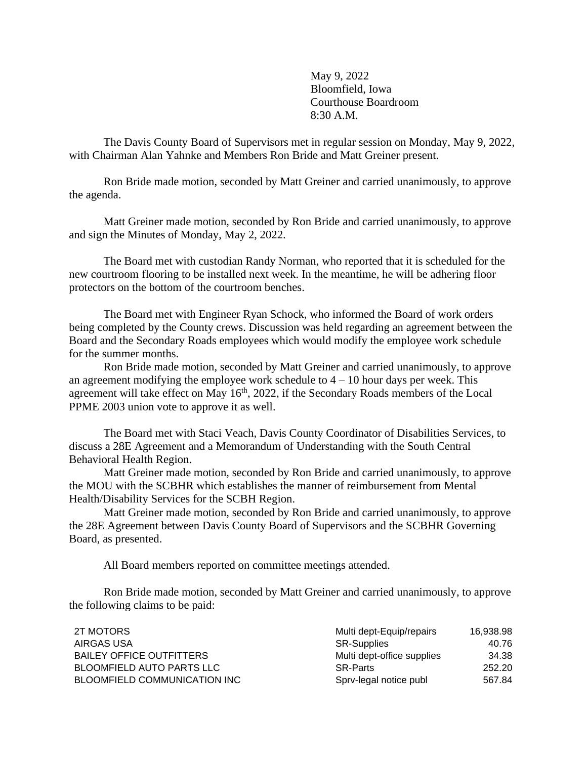May 9, 2022
Bloomfield, Iowa
Courthouse Boardroom
8:30 A.M.

The Davis County Board of Supervisors met in regular session on Monday, May 9, 2022, with Chairman Alan Yahnke and Members Ron Bride and Matt Greiner present.

Ron Bride made motion, seconded by Matt Greiner and carried unanimously, to approve the agenda.

Matt Greiner made motion, seconded by Ron Bride and carried unanimously, to approve and sign the Minutes of Monday, May 2, 2022.

The Board met with custodian Randy Norman, who reported that it is scheduled for the new courtroom flooring to be installed next week. In the meantime, he will be adhering floor protectors on the bottom of the courtroom benches.

The Board met with Engineer Ryan Schock, who informed the Board of work orders being completed by the County crews. Discussion was held regarding an agreement between the Board and the Secondary Roads employees which would modify the employee work schedule for the summer months.

Ron Bride made motion, seconded by Matt Greiner and carried unanimously, to approve an agreement modifying the employee work schedule to 4 – 10 hour days per week. This agreement will take effect on May 16th, 2022, if the Secondary Roads members of the Local PPME 2003 union vote to approve it as well.

The Board met with Staci Veach, Davis County Coordinator of Disabilities Services, to discuss a 28E Agreement and a Memorandum of Understanding with the South Central Behavioral Health Region.

Matt Greiner made motion, seconded by Ron Bride and carried unanimously, to approve the MOU with the SCBHR which establishes the manner of reimbursement from Mental Health/Disability Services for the SCBH Region.

Matt Greiner made motion, seconded by Ron Bride and carried unanimously, to approve the 28E Agreement between Davis County Board of Supervisors and the SCBHR Governing Board, as presented.

All Board members reported on committee meetings attended.

Ron Bride made motion, seconded by Matt Greiner and carried unanimously, to approve the following claims to be paid:

| | | |
|---|---|---|
| 2T MOTORS | Multi dept-Equip/repairs | 16,938.98 |
| AIRGAS USA | SR-Supplies | 40.76 |
| BAILEY OFFICE OUTFITTERS | Multi dept-office supplies | 34.38 |
| BLOOMFIELD AUTO PARTS LLC | SR-Parts | 252.20 |
| BLOOMFIELD COMMUNICATION INC | Sprv-legal notice publ | 567.84 |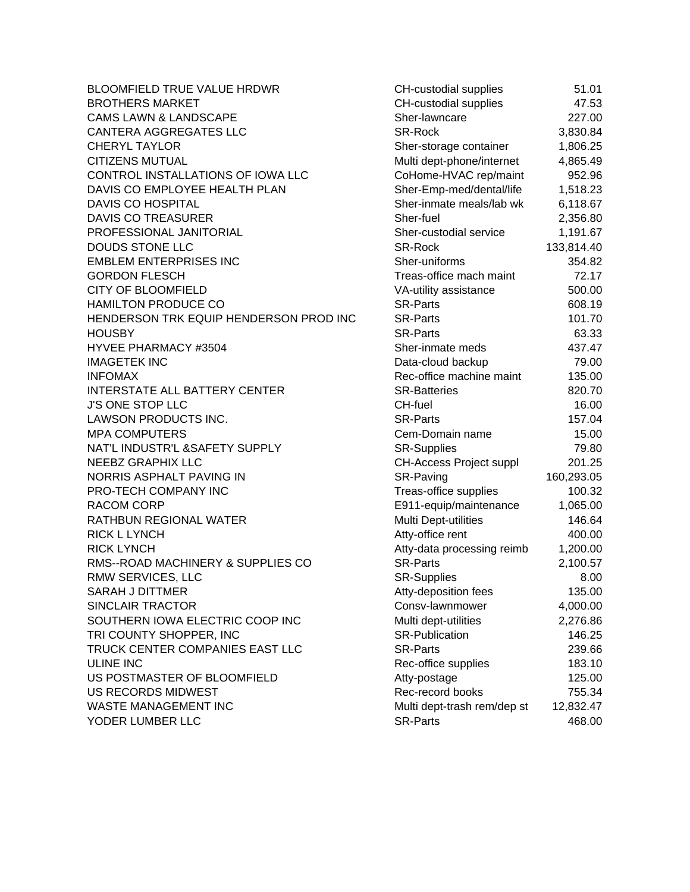| | | |
|---|---|---|
| BLOOMFIELD TRUE VALUE HRDWR | CH-custodial supplies | 51.01 |
| BROTHERS MARKET | CH-custodial supplies | 47.53 |
| CAMS LAWN & LANDSCAPE | Sher-lawncare | 227.00 |
| CANTERA AGGREGATES LLC | SR-Rock | 3,830.84 |
| CHERYL TAYLOR | Sher-storage container | 1,806.25 |
| CITIZENS MUTUAL | Multi dept-phone/internet | 4,865.49 |
| CONTROL INSTALLATIONS OF IOWA LLC | CoHome-HVAC rep/maint | 952.96 |
| DAVIS CO EMPLOYEE HEALTH PLAN | Sher-Emp-med/dental/life | 1,518.23 |
| DAVIS CO HOSPITAL | Sher-inmate meals/lab wk | 6,118.67 |
| DAVIS CO TREASURER | Sher-fuel | 2,356.80 |
| PROFESSIONAL JANITORIAL | Sher-custodial service | 1,191.67 |
| DOUDS STONE LLC | SR-Rock | 133,814.40 |
| EMBLEM ENTERPRISES INC | Sher-uniforms | 354.82 |
| GORDON FLESCH | Treas-office mach maint | 72.17 |
| CITY OF BLOOMFIELD | VA-utility assistance | 500.00 |
| HAMILTON PRODUCE CO | SR-Parts | 608.19 |
| HENDERSON TRK EQUIP HENDERSON PROD INC | SR-Parts | 101.70 |
| HOUSBY | SR-Parts | 63.33 |
| HYVEE PHARMACY #3504 | Sher-inmate meds | 437.47 |
| IMAGETEK INC | Data-cloud backup | 79.00 |
| INFOMAX | Rec-office machine maint | 135.00 |
| INTERSTATE ALL BATTERY CENTER | SR-Batteries | 820.70 |
| J'S ONE STOP LLC | CH-fuel | 16.00 |
| LAWSON PRODUCTS INC. | SR-Parts | 157.04 |
| MPA COMPUTERS | Cem-Domain name | 15.00 |
| NAT'L INDUSTR'L &SAFETY SUPPLY | SR-Supplies | 79.80 |
| NEEBZ GRAPHIX LLC | CH-Access Project suppl | 201.25 |
| NORRIS ASPHALT PAVING IN | SR-Paving | 160,293.05 |
| PRO-TECH COMPANY INC | Treas-office supplies | 100.32 |
| RACOM CORP | E911-equip/maintenance | 1,065.00 |
| RATHBUN REGIONAL WATER | Multi Dept-utilities | 146.64 |
| RICK L LYNCH | Atty-office rent | 400.00 |
| RICK LYNCH | Atty-data processing reimb | 1,200.00 |
| RMS--ROAD MACHINERY & SUPPLIES CO | SR-Parts | 2,100.57 |
| RMW SERVICES, LLC | SR-Supplies | 8.00 |
| SARAH J DITTMER | Atty-deposition fees | 135.00 |
| SINCLAIR TRACTOR | Consv-lawnmower | 4,000.00 |
| SOUTHERN IOWA ELECTRIC COOP INC | Multi dept-utilities | 2,276.86 |
| TRI COUNTY SHOPPER, INC | SR-Publication | 146.25 |
| TRUCK CENTER COMPANIES EAST LLC | SR-Parts | 239.66 |
| ULINE INC | Rec-office supplies | 183.10 |
| US POSTMASTER OF BLOOMFIELD | Atty-postage | 125.00 |
| US RECORDS MIDWEST | Rec-record books | 755.34 |
| WASTE MANAGEMENT INC | Multi dept-trash rem/dep st | 12,832.47 |
| YODER LUMBER LLC | SR-Parts | 468.00 |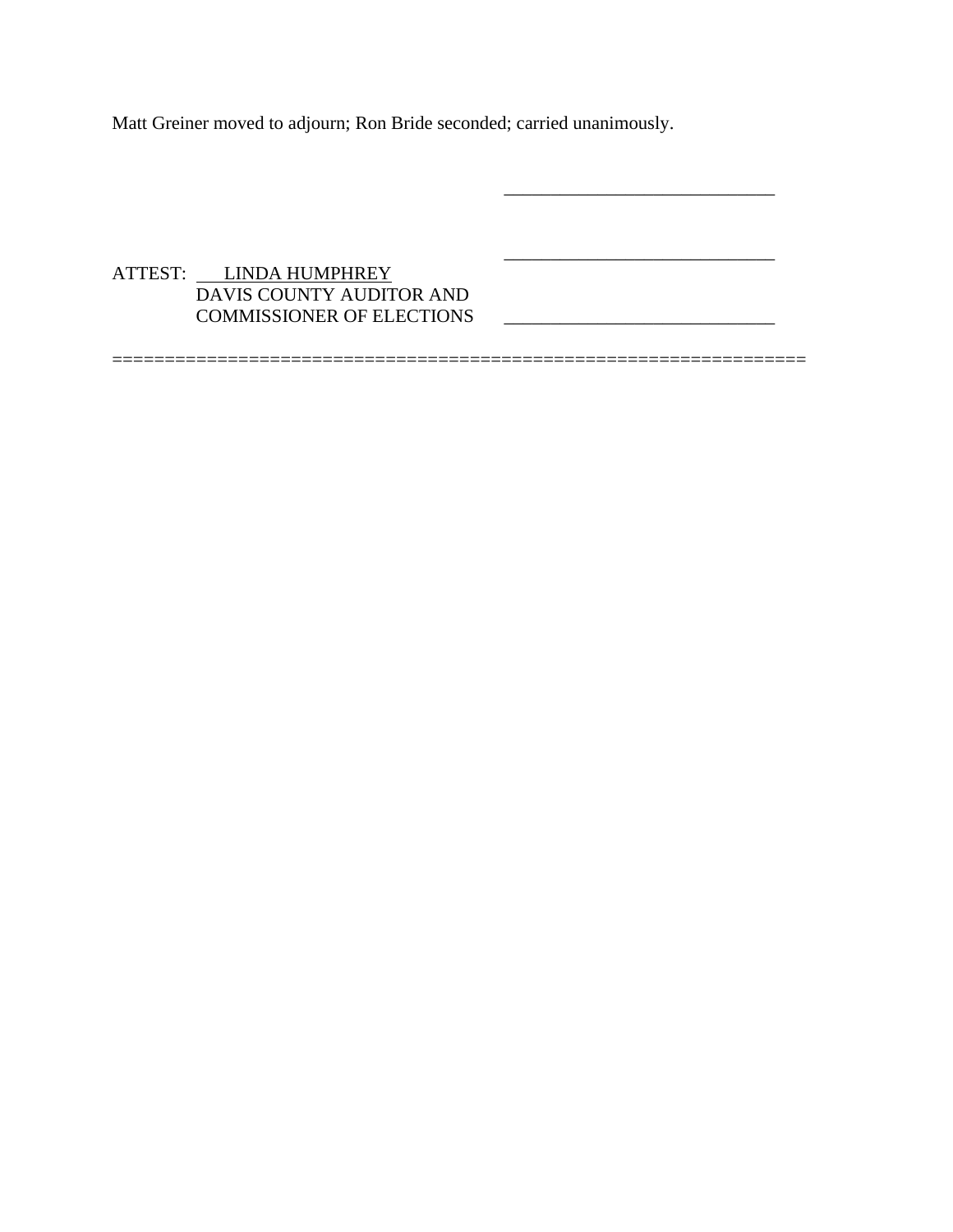Matt Greiner moved to adjourn; Ron Bride seconded; carried unanimously.

\_\_\_\_\_\_\_\_\_\_\_\_\_\_\_\_\_\_\_\_\_\_\_\_\_\_\_\_\_\_

\_\_\_\_\_\_\_\_\_\_\_\_\_\_\_\_\_\_\_\_\_\_\_\_\_\_\_\_\_\_

ATTEST: LINDA HUMPHREY
DAVIS COUNTY AUDITOR AND
COMMISSIONER OF ELECTIONS

\_\_\_\_\_\_\_\_\_\_\_\_\_\_\_\_\_\_\_\_\_\_\_\_\_\_\_\_\_\_

==================================================================